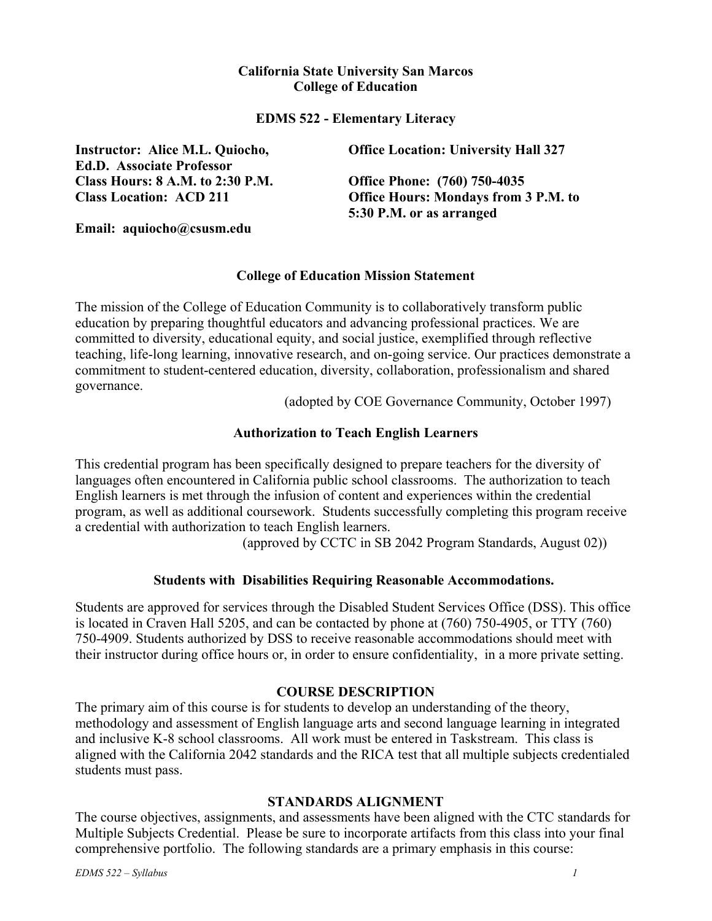**California State University San Marcos**
**College of Education**

**EDMS 522 - Elementary Literacy**

**Instructor: Alice M.L. Quiocho, Ed.D. Associate Professor**
**Class Hours: 8 A.M. to 2:30 P.M.**
**Class Location: ACD 211**
**Email: aquiocho@csusm.edu**

**Office Location: University Hall 327**
**Office Phone: (760) 750-4035**
**Office Hours: Mondays from 3 P.M. to 5:30 P.M. or as arranged**

## College of Education Mission Statement

The mission of the College of Education Community is to collaboratively transform public education by preparing thoughtful educators and advancing professional practices. We are committed to diversity, educational equity, and social justice, exemplified through reflective teaching, life-long learning, innovative research, and on-going service. Our practices demonstrate a commitment to student-centered education, diversity, collaboration, professionalism and shared governance.

(adopted by COE Governance Community, October 1997)

## Authorization to Teach English Learners

This credential program has been specifically designed to prepare teachers for the diversity of languages often encountered in California public school classrooms. The authorization to teach English learners is met through the infusion of content and experiences within the credential program, as well as additional coursework. Students successfully completing this program receive a credential with authorization to teach English learners.

(approved by CCTC in SB 2042 Program Standards, August 02))

## Students with Disabilities Requiring Reasonable Accommodations.

Students are approved for services through the Disabled Student Services Office (DSS). This office is located in Craven Hall 5205, and can be contacted by phone at (760) 750-4905, or TTY (760) 750-4909. Students authorized by DSS to receive reasonable accommodations should meet with their instructor during office hours or, in order to ensure confidentiality, in a more private setting.

## COURSE DESCRIPTION

The primary aim of this course is for students to develop an understanding of the theory, methodology and assessment of English language arts and second language learning in integrated and inclusive K-8 school classrooms. All work must be entered in Taskstream. This class is aligned with the California 2042 standards and the RICA test that all multiple subjects credentialed students must pass.

## STANDARDS ALIGNMENT

The course objectives, assignments, and assessments have been aligned with the CTC standards for Multiple Subjects Credential. Please be sure to incorporate artifacts from this class into your final comprehensive portfolio. The following standards are a primary emphasis in this course: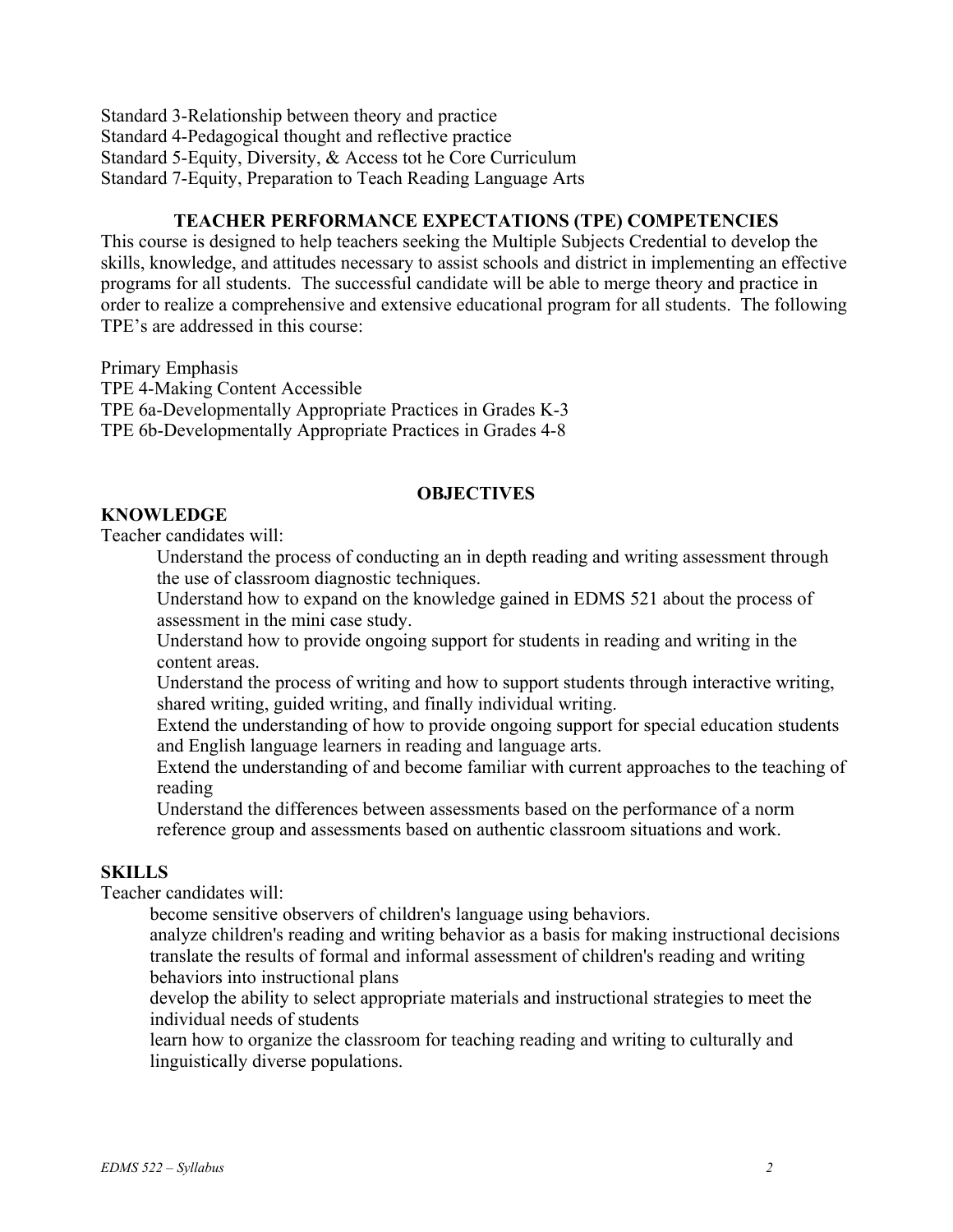Standard 3-Relationship between theory and practice
Standard 4-Pedagogical thought and reflective practice
Standard 5-Equity, Diversity, & Access tot he Core Curriculum
Standard 7-Equity, Preparation to Teach Reading Language Arts

## TEACHER PERFORMANCE EXPECTATIONS (TPE) COMPETENCIES

This course is designed to help teachers seeking the Multiple Subjects Credential to develop the skills, knowledge, and attitudes necessary to assist schools and district in implementing an effective programs for all students. The successful candidate will be able to merge theory and practice in order to realize a comprehensive and extensive educational program for all students. The following TPE's are addressed in this course:

Primary Emphasis
TPE 4-Making Content Accessible
TPE 6a-Developmentally Appropriate Practices in Grades K-3
TPE 6b-Developmentally Appropriate Practices in Grades 4-8

## OBJECTIVES

### KNOWLEDGE

Teacher candidates will:

- Understand the process of conducting an in depth reading and writing assessment through the use of classroom diagnostic techniques.
- Understand how to expand on the knowledge gained in EDMS 521 about the process of assessment in the mini case study.
- Understand how to provide ongoing support for students in reading and writing in the content areas.
- Understand the process of writing and how to support students through interactive writing, shared writing, guided writing, and finally individual writing.
- Extend the understanding of how to provide ongoing support for special education students and English language learners in reading and language arts.
- Extend the understanding of and become familiar with current approaches to the teaching of reading
- Understand the differences between assessments based on the performance of a norm reference group and assessments based on authentic classroom situations and work.

### SKILLS

Teacher candidates will:

- become sensitive observers of children's language using behaviors.
- analyze children's reading and writing behavior as a basis for making instructional decisions
- translate the results of formal and informal assessment of children's reading and writing behaviors into instructional plans
- develop the ability to select appropriate materials and instructional strategies to meet the individual needs of students
- learn how to organize the classroom for teaching reading and writing to culturally and linguistically diverse populations.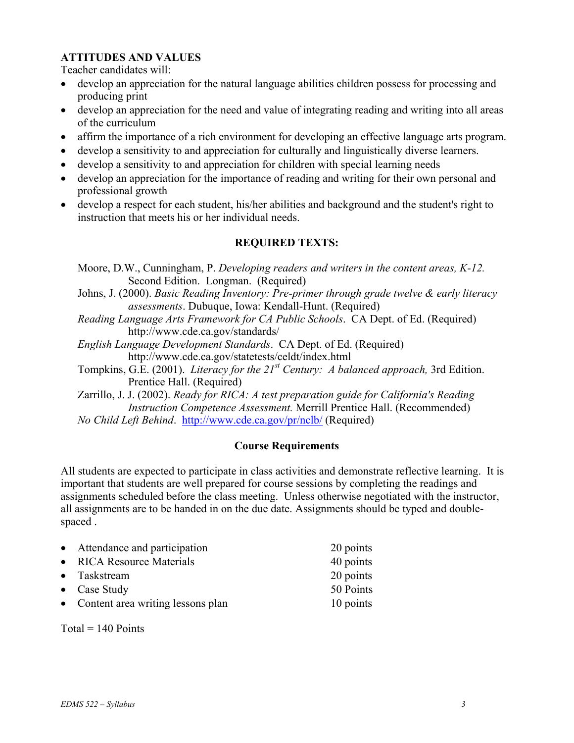**ATTITUDES AND VALUES**

Teacher candidates will:

- develop an appreciation for the natural language abilities children possess for processing and producing print
- develop an appreciation for the need and value of integrating reading and writing into all areas of the curriculum
- affirm the importance of a rich environment for developing an effective language arts program.
- develop a sensitivity to and appreciation for culturally and linguistically diverse learners.
- develop a sensitivity to and appreciation for children with special learning needs
- develop an appreciation for the importance of reading and writing for their own personal and professional growth
- develop a respect for each student, his/her abilities and background and the student's right to instruction that meets his or her individual needs.

**REQUIRED TEXTS:**

Moore, D.W., Cunningham, P. *Developing readers and writers in the content areas, K-12.* Second Edition. Longman. (Required)

Johns, J. (2000). *Basic Reading Inventory: Pre-primer through grade twelve & early literacy assessments*. Dubuque, Iowa: Kendall-Hunt. (Required)

*Reading Language Arts Framework for CA Public Schools*. CA Dept. of Ed. (Required) http://www.cde.ca.gov/standards/

*English Language Development Standards*. CA Dept. of Ed. (Required) http://www.cde.ca.gov/statetests/celdt/index.html

Tompkins, G.E. (2001). *Literacy for the 21st Century: A balanced approach,* 3rd Edition. Prentice Hall. (Required)

Zarrillo, J. J. (2002). *Ready for RICA: A test preparation guide for California's Reading Instruction Competence Assessment.* Merrill Prentice Hall. (Recommended)

*No Child Left Behind*. http://www.cde.ca.gov/pr/nclb/ (Required)

**Course Requirements**

All students are expected to participate in class activities and demonstrate reflective learning. It is important that students are well prepared for course sessions by completing the readings and assignments scheduled before the class meeting. Unless otherwise negotiated with the instructor, all assignments are to be handed in on the due date. Assignments should be typed and double-spaced .

- Attendance and participation — 20 points
- RICA Resource Materials — 40 points
- Taskstream — 20 points
- Case Study — 50 Points
- Content area writing lessons plan — 10 points

Total = 140 Points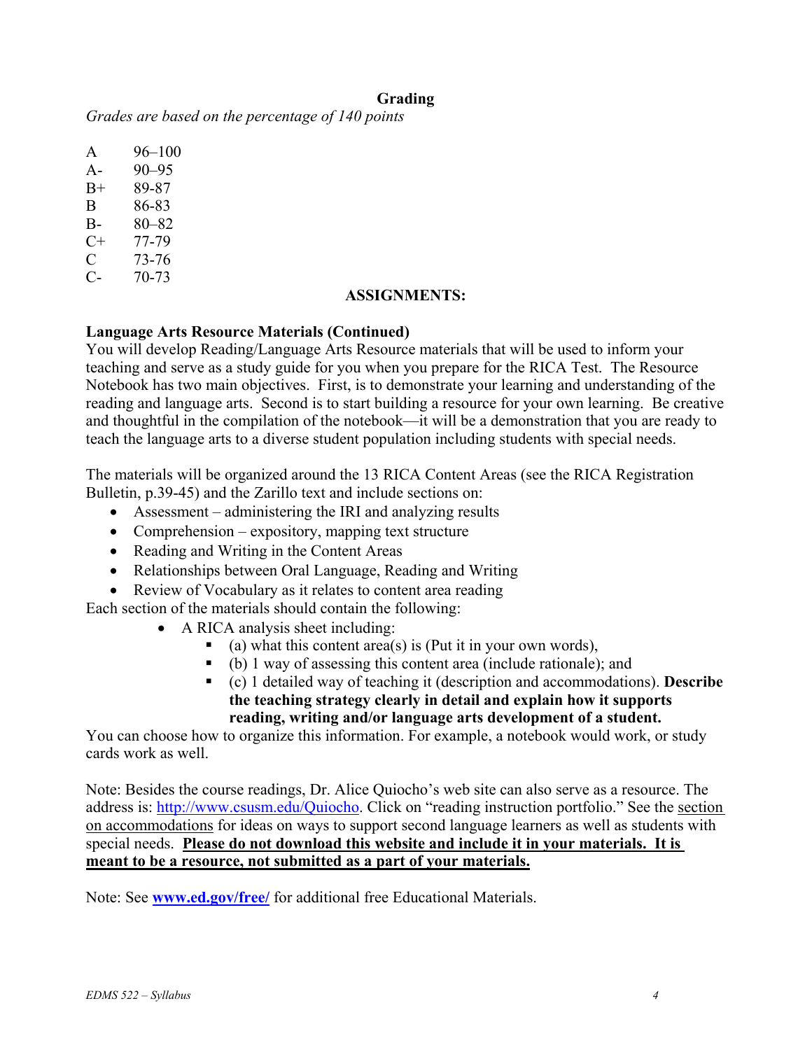## Grading

*Grades are based on the percentage of 140 points*

| | |
|---|---|
| A | 96–100 |
| A- | 90–95 |
| B+ | 89-87 |
| B | 86-83 |
| B- | 80–82 |
| C+ | 77-79 |
| C | 73-76 |
| C- | 70-73 |

## ASSIGNMENTS:

### Language Arts Resource Materials (Continued)

You will develop Reading/Language Arts Resource materials that will be used to inform your teaching and serve as a study guide for you when you prepare for the RICA Test. The Resource Notebook has two main objectives. First, is to demonstrate your learning and understanding of the reading and language arts. Second is to start building a resource for your own learning. Be creative and thoughtful in the compilation of the notebook—it will be a demonstration that you are ready to teach the language arts to a diverse student population including students with special needs.

The materials will be organized around the 13 RICA Content Areas (see the RICA Registration Bulletin, p.39-45) and the Zarillo text and include sections on:

- Assessment – administering the IRI and analyzing results
- Comprehension – expository, mapping text structure
- Reading and Writing in the Content Areas
- Relationships between Oral Language, Reading and Writing
- Review of Vocabulary as it relates to content area reading

Each section of the materials should contain the following:

- A RICA analysis sheet including:
  - (a) what this content area(s) is (Put it in your own words),
  - (b) 1 way of assessing this content area (include rationale); and
  - (c) 1 detailed way of teaching it (description and accommodations). **Describe the teaching strategy clearly in detail and explain how it supports reading, writing and/or language arts development of a student.**

You can choose how to organize this information. For example, a notebook would work, or study cards work as well.

Note: Besides the course readings, Dr. Alice Quiocho's web site can also serve as a resource. The address is: http://www.csusm.edu/Quiocho. Click on "reading instruction portfolio." See the section on accommodations for ideas on ways to support second language learners as well as students with special needs. **Please do not download this website and include it in your materials. It is meant to be a resource, not submitted as a part of your materials.**

Note: See **www.ed.gov/free/** for additional free Educational Materials.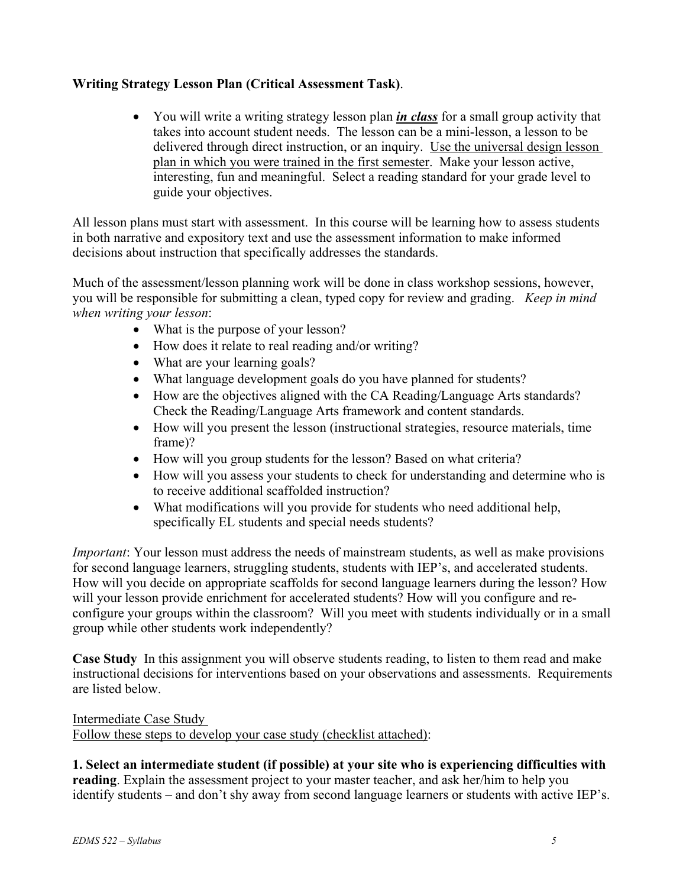**Writing Strategy Lesson Plan (Critical Assessment Task)**.

- You will write a writing strategy lesson plan ***in class*** for a small group activity that takes into account student needs. The lesson can be a mini-lesson, a lesson to be delivered through direct instruction, or an inquiry. <u>Use the universal design lesson plan in which you were trained in the first semester</u>. Make your lesson active, interesting, fun and meaningful. Select a reading standard for your grade level to guide your objectives.

All lesson plans must start with assessment. In this course will be learning how to assess students in both narrative and expository text and use the assessment information to make informed decisions about instruction that specifically addresses the standards.

Much of the assessment/lesson planning work will be done in class workshop sessions, however, you will be responsible for submitting a clean, typed copy for review and grading. *Keep in mind when writing your lesson*:

- What is the purpose of your lesson?
- How does it relate to real reading and/or writing?
- What are your learning goals?
- What language development goals do you have planned for students?
- How are the objectives aligned with the CA Reading/Language Arts standards? Check the Reading/Language Arts framework and content standards.
- How will you present the lesson (instructional strategies, resource materials, time frame)?
- How will you group students for the lesson? Based on what criteria?
- How will you assess your students to check for understanding and determine who is to receive additional scaffolded instruction?
- What modifications will you provide for students who need additional help, specifically EL students and special needs students?

*Important*: Your lesson must address the needs of mainstream students, as well as make provisions for second language learners, struggling students, students with IEP's, and accelerated students. How will you decide on appropriate scaffolds for second language learners during the lesson? How will your lesson provide enrichment for accelerated students? How will you configure and re-configure your groups within the classroom? Will you meet with students individually or in a small group while other students work independently?

**Case Study** In this assignment you will observe students reading, to listen to them read and make instructional decisions for interventions based on your observations and assessments. Requirements are listed below.

<u>Intermediate Case Study</u>
<u>Follow these steps to develop your case study (checklist attached)</u>:

**1. Select an intermediate student (if possible) at your site who is experiencing difficulties with reading**. Explain the assessment project to your master teacher, and ask her/him to help you identify students – and don't shy away from second language learners or students with active IEP's.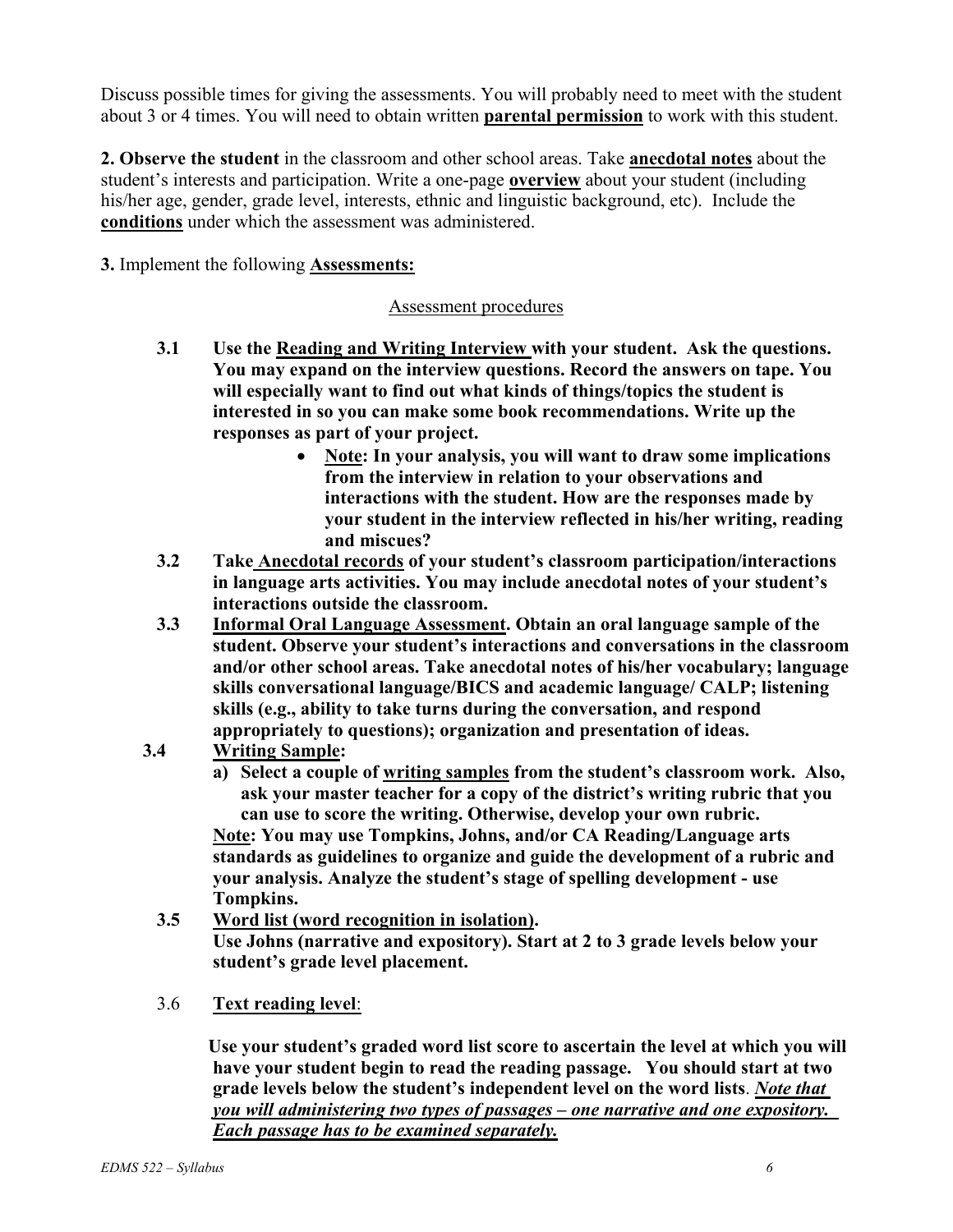Discuss possible times for giving the assessments. You will probably need to meet with the student about 3 or 4 times. You will need to obtain written **parental permission** to work with this student.

**2. Observe the student** in the classroom and other school areas. Take **anecdotal notes** about the student's interests and participation. Write a one-page **overview** about your student (including his/her age, gender, grade level, interests, ethnic and linguistic background, etc). Include the **conditions** under which the assessment was administered.

**3.** Implement the following **Assessments:**

Assessment procedures

**3.1** **Use the Reading and Writing Interview with your student. Ask the questions. You may expand on the interview questions. Record the answers on tape. You will especially want to find out what kinds of things/topics the student is interested in so you can make some book recommendations. Write up the responses as part of your project.**

- **Note: In your analysis, you will want to draw some implications from the interview in relation to your observations and interactions with the student. How are the responses made by your student in the interview reflected in his/her writing, reading and miscues?**

**3.2** **Take Anecdotal records of your student's classroom participation/interactions in language arts activities. You may include anecdotal notes of your student's interactions outside the classroom.**

**3.3** **Informal Oral Language Assessment. Obtain an oral language sample of the student. Observe your student's interactions and conversations in the classroom and/or other school areas. Take anecdotal notes of his/her vocabulary; language skills conversational language/BICS and academic language/ CALP; listening skills (e.g., ability to take turns during the conversation, and respond appropriately to questions); organization and presentation of ideas.**

**3.4** **Writing Sample:**

**a) Select a couple of writing samples from the student's classroom work. Also, ask your master teacher for a copy of the district's writing rubric that you can use to score the writing. Otherwise, develop your own rubric.**

**Note: You may use Tompkins, Johns, and/or CA Reading/Language arts standards as guidelines to organize and guide the development of a rubric and your analysis. Analyze the student's stage of spelling development - use Tompkins.**

**3.5** **Word list (word recognition in isolation).**
**Use Johns (narrative and expository). Start at 2 to 3 grade levels below your student's grade level placement.**

3.6 **Text reading level**:

**Use your student's graded word list score to ascertain the level at which you will have your student begin to read the reading passage. You should start at two grade levels below the student's independent level on the word lists**. ***Note that you will administering two types of passages – one narrative and one expository. Each passage has to be examined separately.***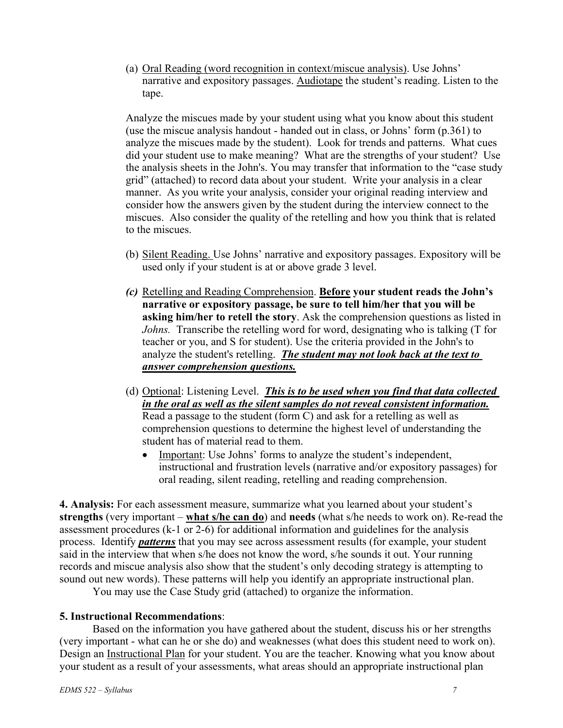(a) Oral Reading (word recognition in context/miscue analysis). Use Johns' narrative and expository passages. Audiotape the student's reading. Listen to the tape.

Analyze the miscues made by your student using what you know about this student (use the miscue analysis handout - handed out in class, or Johns' form (p.361) to analyze the miscues made by the student). Look for trends and patterns. What cues did your student use to make meaning? What are the strengths of your student? Use the analysis sheets in the John's. You may transfer that information to the "case study grid" (attached) to record data about your student. Write your analysis in a clear manner. As you write your analysis, consider your original reading interview and consider how the answers given by the student during the interview connect to the miscues. Also consider the quality of the retelling and how you think that is related to the miscues.

(b) Silent Reading. Use Johns' narrative and expository passages. Expository will be used only if your student is at or above grade 3 level.

***(c)*** Retelling and Reading Comprehension. **Before your student reads the John's narrative or expository passage, be sure to tell him/her that you will be asking him/her to retell the story**. Ask the comprehension questions as listed in *Johns.* Transcribe the retelling word for word, designating who is talking (T for teacher or you, and S for student). Use the criteria provided in the John's to analyze the student's retelling. ***The student may not look back at the text to answer comprehension questions.***

(d) Optional: Listening Level. ***This is to be used when you find that data collected in the oral as well as the silent samples do not reveal consistent information.*** Read a passage to the student (form C) and ask for a retelling as well as comprehension questions to determine the highest level of understanding the student has of material read to them.

- Important: Use Johns' forms to analyze the student's independent, instructional and frustration levels (narrative and/or expository passages) for oral reading, silent reading, retelling and reading comprehension.

**4. Analysis:** For each assessment measure, summarize what you learned about your student's **strengths** (very important – **what s/he can do**) and **needs** (what s/he needs to work on). Re-read the assessment procedures (k-1 or 2-6) for additional information and guidelines for the analysis process. Identify ***patterns*** that you may see across assessment results (for example, your student said in the interview that when s/he does not know the word, s/he sounds it out. Your running records and miscue analysis also show that the student's only decoding strategy is attempting to sound out new words). These patterns will help you identify an appropriate instructional plan.

You may use the Case Study grid (attached) to organize the information.

**5. Instructional Recommendations**:

Based on the information you have gathered about the student, discuss his or her strengths (very important - what can he or she do) and weaknesses (what does this student need to work on). Design an Instructional Plan for your student. You are the teacher. Knowing what you know about your student as a result of your assessments, what areas should an appropriate instructional plan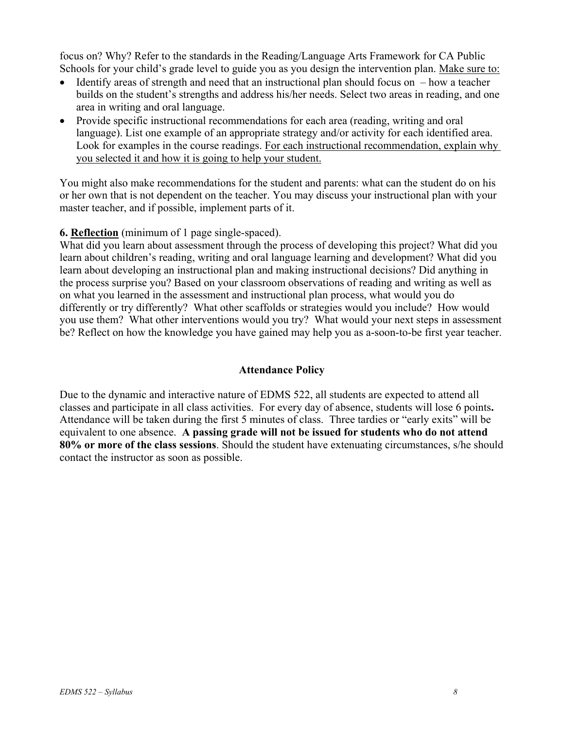focus on? Why? Refer to the standards in the Reading/Language Arts Framework for CA Public Schools for your child's grade level to guide you as you design the intervention plan. <u>Make sure to:</u>

- Identify areas of strength and need that an instructional plan should focus on – how a teacher builds on the student's strengths and address his/her needs. Select two areas in reading, and one area in writing and oral language.
- Provide specific instructional recommendations for each area (reading, writing and oral language). List one example of an appropriate strategy and/or activity for each identified area. Look for examples in the course readings. <u>For each instructional recommendation, explain why you selected it and how it is going to help your student.</u>

You might also make recommendations for the student and parents: what can the student do on his or her own that is not dependent on the teacher. You may discuss your instructional plan with your master teacher, and if possible, implement parts of it.

**6. <u>Reflection</u>** (minimum of 1 page single-spaced).

What did you learn about assessment through the process of developing this project? What did you learn about children's reading, writing and oral language learning and development? What did you learn about developing an instructional plan and making instructional decisions? Did anything in the process surprise you? Based on your classroom observations of reading and writing as well as on what you learned in the assessment and instructional plan process, what would you do differently or try differently? What other scaffolds or strategies would you include? How would you use them? What other interventions would you try? What would your next steps in assessment be? Reflect on how the knowledge you have gained may help you as a-soon-to-be first year teacher.

## Attendance Policy

Due to the dynamic and interactive nature of EDMS 522, all students are expected to attend all classes and participate in all class activities. For every day of absence, students will lose 6 points**.** Attendance will be taken during the first 5 minutes of class. Three tardies or "early exits" will be equivalent to one absence. **A passing grade will not be issued for students who do not attend 80% or more of the class sessions**. Should the student have extenuating circumstances, s/he should contact the instructor as soon as possible.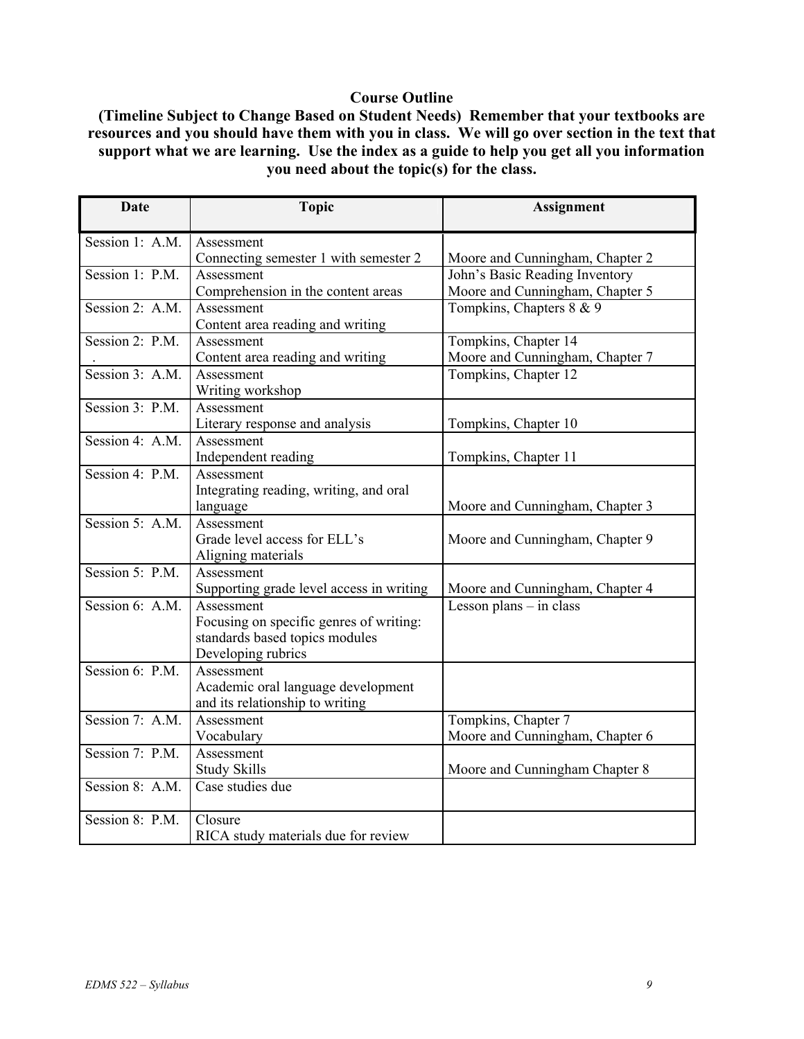**Course Outline**

**(Timeline Subject to Change Based on Student Needs) Remember that your textbooks are resources and you should have them with you in class. We will go over section in the text that support what we are learning. Use the index as a guide to help you get all you information you need about the topic(s) for the class.**

| Date | Topic | Assignment |
|---|---|---|
| Session 1: A.M. | Assessment<br>Connecting semester 1 with semester 2 | Moore and Cunningham, Chapter 2 |
| Session 1: P.M. | Assessment<br>Comprehension in the content areas | John's Basic Reading Inventory<br>Moore and Cunningham, Chapter 5 |
| Session 2: A.M. | Assessment<br>Content area reading and writing | Tompkins, Chapters 8 & 9 |
| Session 2: P.M. | Assessment<br>Content area reading and writing | Tompkins, Chapter 14<br>Moore and Cunningham, Chapter 7 |
| Session 3: A.M. | Assessment<br>Writing workshop | Tompkins, Chapter 12 |
| Session 3: P.M. | Assessment<br>Literary response and analysis | Tompkins, Chapter 10 |
| Session 4: A.M. | Assessment<br>Independent reading | Tompkins, Chapter 11 |
| Session 4: P.M. | Assessment<br>Integrating reading, writing, and oral language | Moore and Cunningham, Chapter 3 |
| Session 5: A.M. | Assessment<br>Grade level access for ELL's<br>Aligning materials | Moore and Cunningham, Chapter 9 |
| Session 5: P.M. | Assessment<br>Supporting grade level access in writing | Moore and Cunningham, Chapter 4 |
| Session 6: A.M. | Assessment<br>Focusing on specific genres of writing: standards based topics modules<br>Developing rubrics | Lesson plans – in class |
| Session 6: P.M. | Assessment<br>Academic oral language development and its relationship to writing | |
| Session 7: A.M. | Assessment<br>Vocabulary | Tompkins, Chapter 7<br>Moore and Cunningham, Chapter 6 |
| Session 7: P.M. | Assessment<br>Study Skills | Moore and Cunningham Chapter 8 |
| Session 8: A.M. | Case studies due | |
| Session 8: P.M. | Closure<br>RICA study materials due for review | |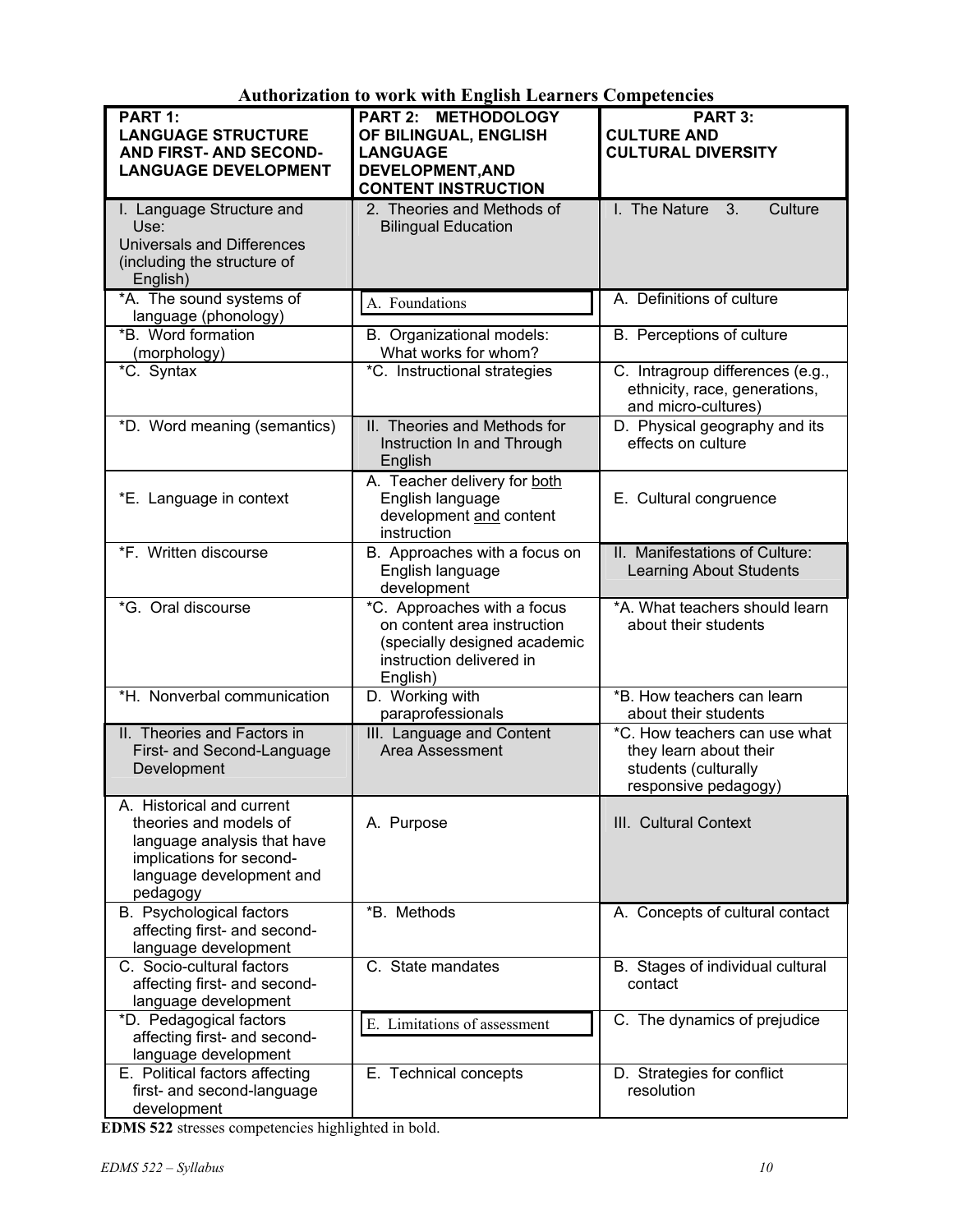**Authorization to work with English Learners Competencies**

| PART 1: LANGUAGE STRUCTURE AND FIRST- AND SECOND-LANGUAGE DEVELOPMENT | PART 2: METHODOLOGY OF BILINGUAL, ENGLISH LANGUAGE DEVELOPMENT,AND CONTENT INSTRUCTION | PART 3: CULTURE AND CULTURAL DIVERSITY |
|---|---|---|
| I. Language Structure and Use: Universals and Differences (including the structure of English) | 2. Theories and Methods of Bilingual Education | I. The Nature 3. Culture |
| *A. The sound systems of language (phonology) | A. Foundations | A. Definitions of culture |
| *B. Word formation (morphology) | B. Organizational models: What works for whom? | B. Perceptions of culture |
| *C. Syntax | *C. Instructional strategies | C. Intragroup differences (e.g., ethnicity, race, generations, and micro-cultures) |
| *D. Word meaning (semantics) | II. Theories and Methods for Instruction In and Through English | D. Physical geography and its effects on culture |
| *E. Language in context | A. Teacher delivery for both English language development and content instruction | E. Cultural congruence |
| *F. Written discourse | B. Approaches with a focus on English language development | II. Manifestations of Culture: Learning About Students |
| *G. Oral discourse | *C. Approaches with a focus on content area instruction (specially designed academic instruction delivered in English) | *A. What teachers should learn about their students |
| *H. Nonverbal communication | D. Working with paraprofessionals | *B. How teachers can learn about their students |
| II. Theories and Factors in First- and Second-Language Development | III. Language and Content Area Assessment | *C. How teachers can use what they learn about their students (culturally responsive pedagogy) |
| A. Historical and current theories and models of language analysis that have implications for second-language development and pedagogy | A. Purpose | III. Cultural Context |
| B. Psychological factors affecting first- and second-language development | *B. Methods | A. Concepts of cultural contact |
| C. Socio-cultural factors affecting first- and second-language development | C. State mandates | B. Stages of individual cultural contact |
| *D. Pedagogical factors affecting first- and second-language development | E. Limitations of assessment | C. The dynamics of prejudice |
| E. Political factors affecting first- and second-language development | E. Technical concepts | D. Strategies for conflict resolution |

**EDMS 522** stresses competencies highlighted in bold.